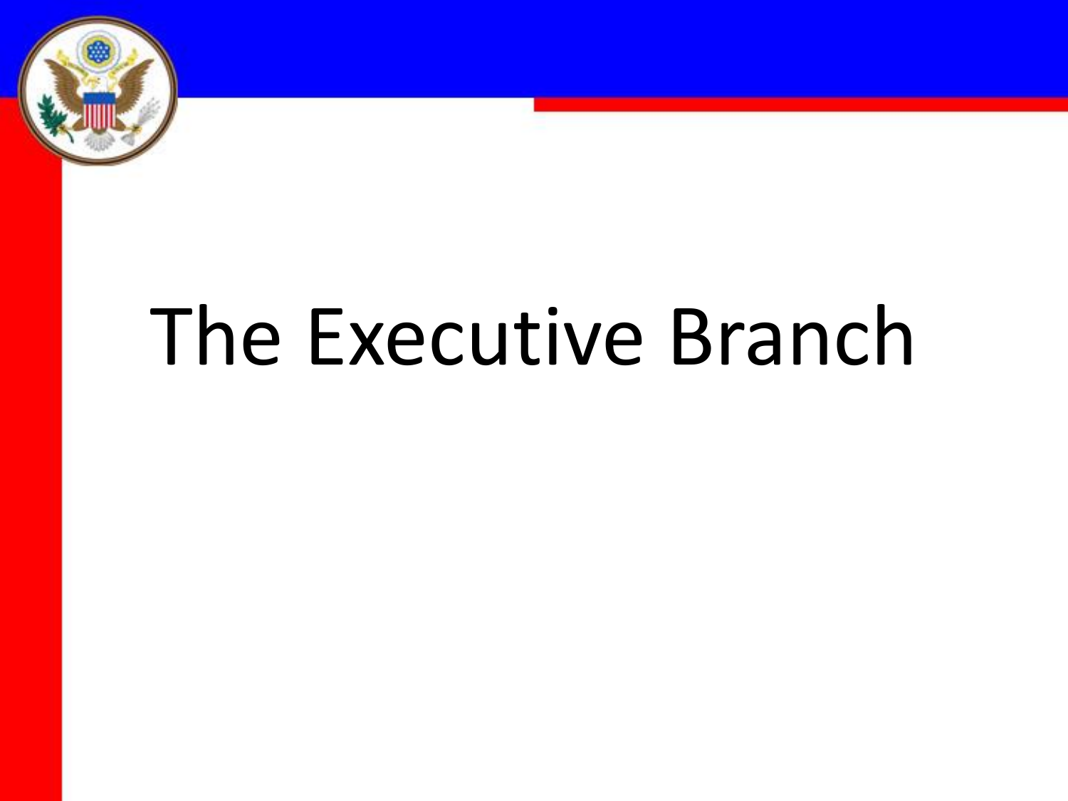# The Executive Branch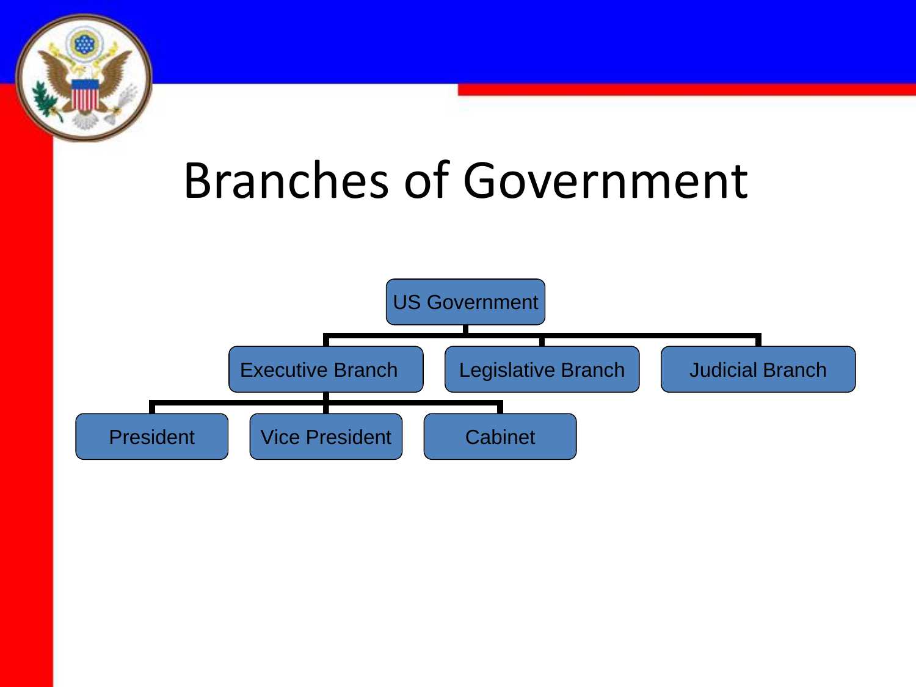# Branches of Government

US Government

Executive Branch

Legislative Branch

Judicial Branch

President

Vice President

Cabinet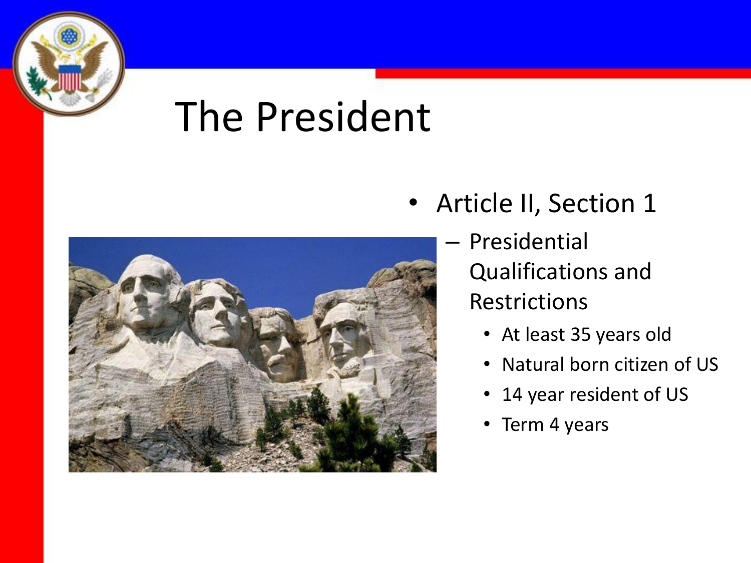# The President

- Article II, Section 1
  - Presidential Qualifications and Restrictions
    - At least 35 years old
    - Natural born citizen of US
    - 14 year resident of US
    - Term 4 years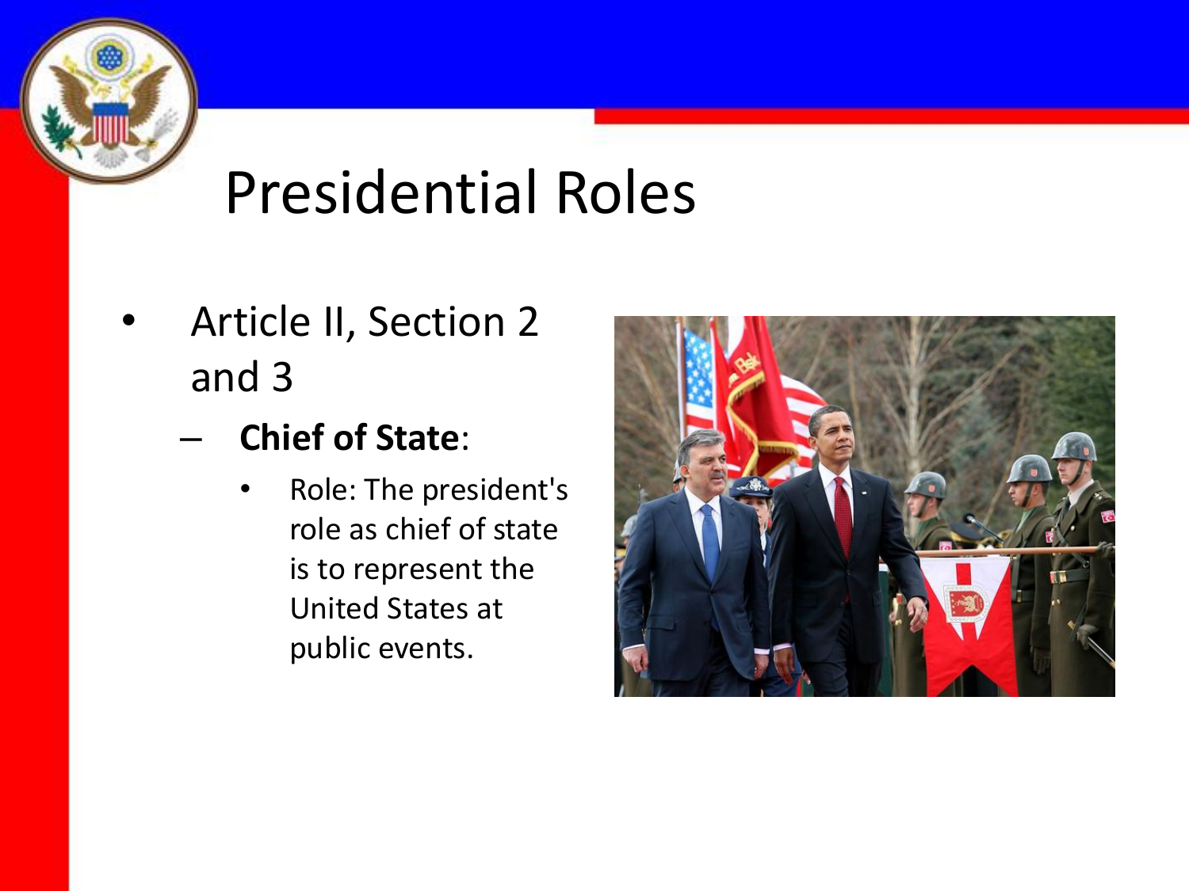# Presidential Roles

- Article II, Section 2 and 3
  - **Chief of State**:
    - Role: The president's role as chief of state is to represent the United States at public events.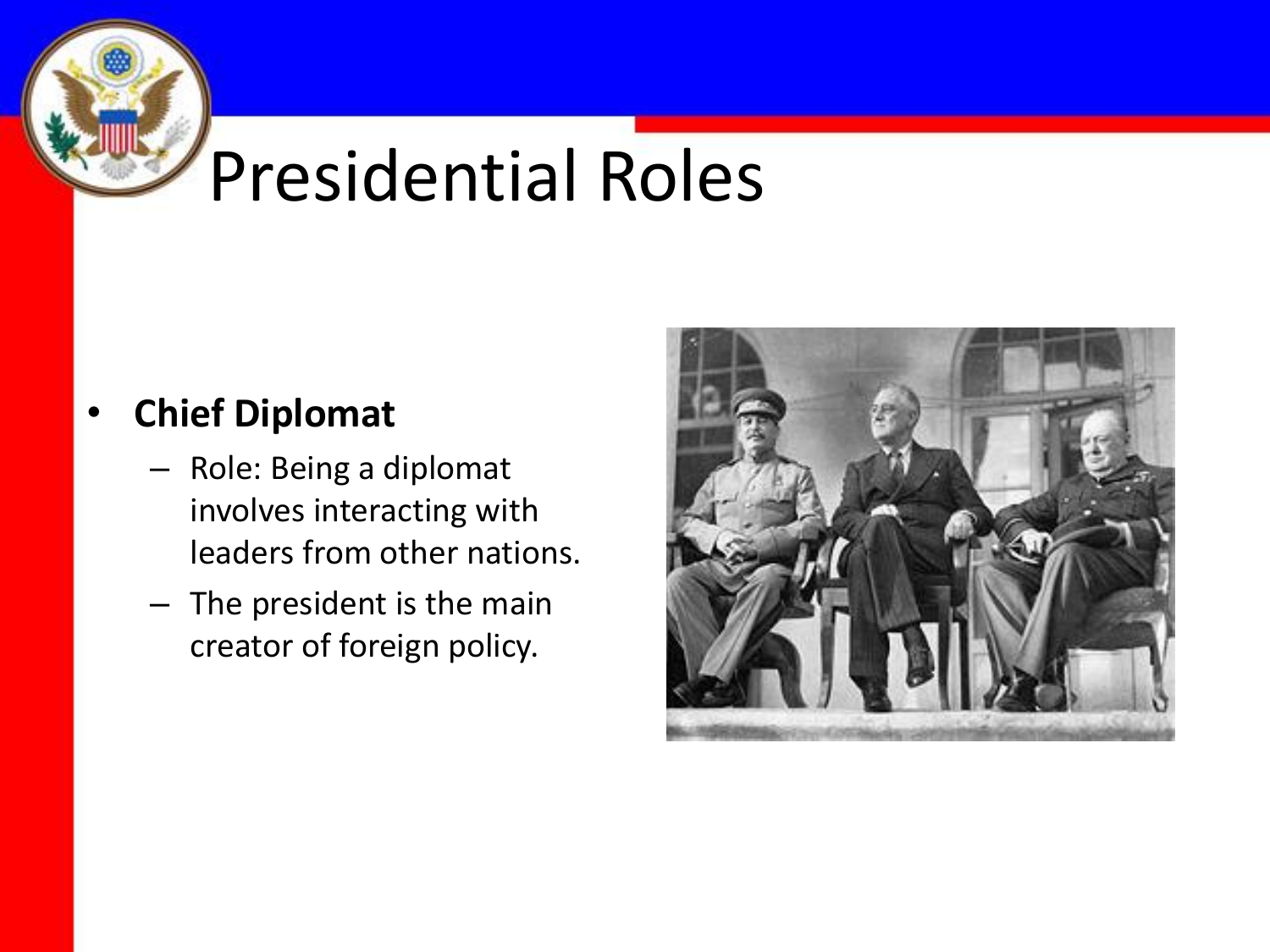# Presidential Roles

- **Chief Diplomat**
  - Role: Being a diplomat involves interacting with leaders from other nations.
  - The president is the main creator of foreign policy.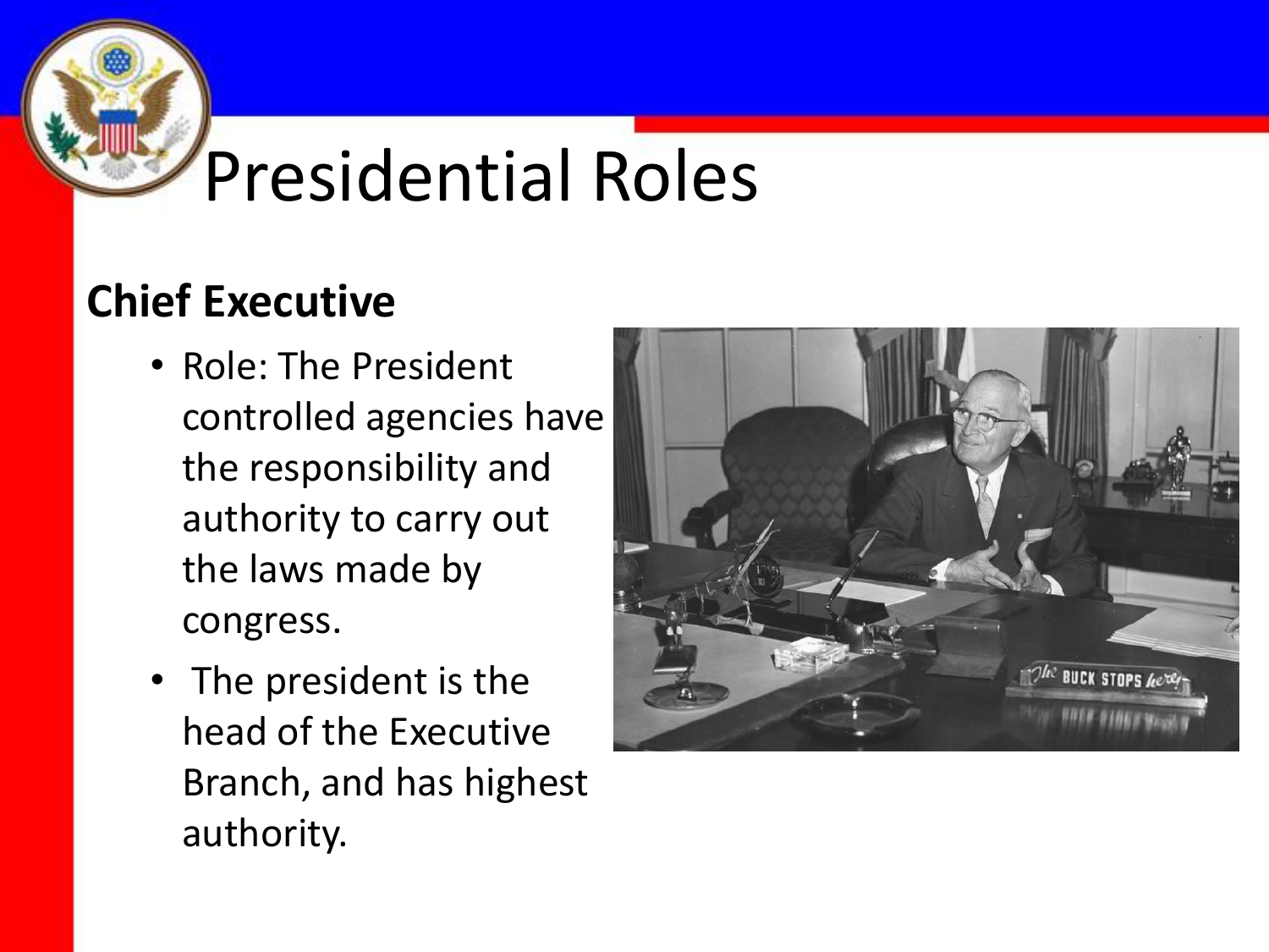# Presidential Roles

## Chief Executive

- Role: The President controlled agencies have the responsibility and authority to carry out the laws made by congress.
- The president is the head of the Executive Branch, and has highest authority.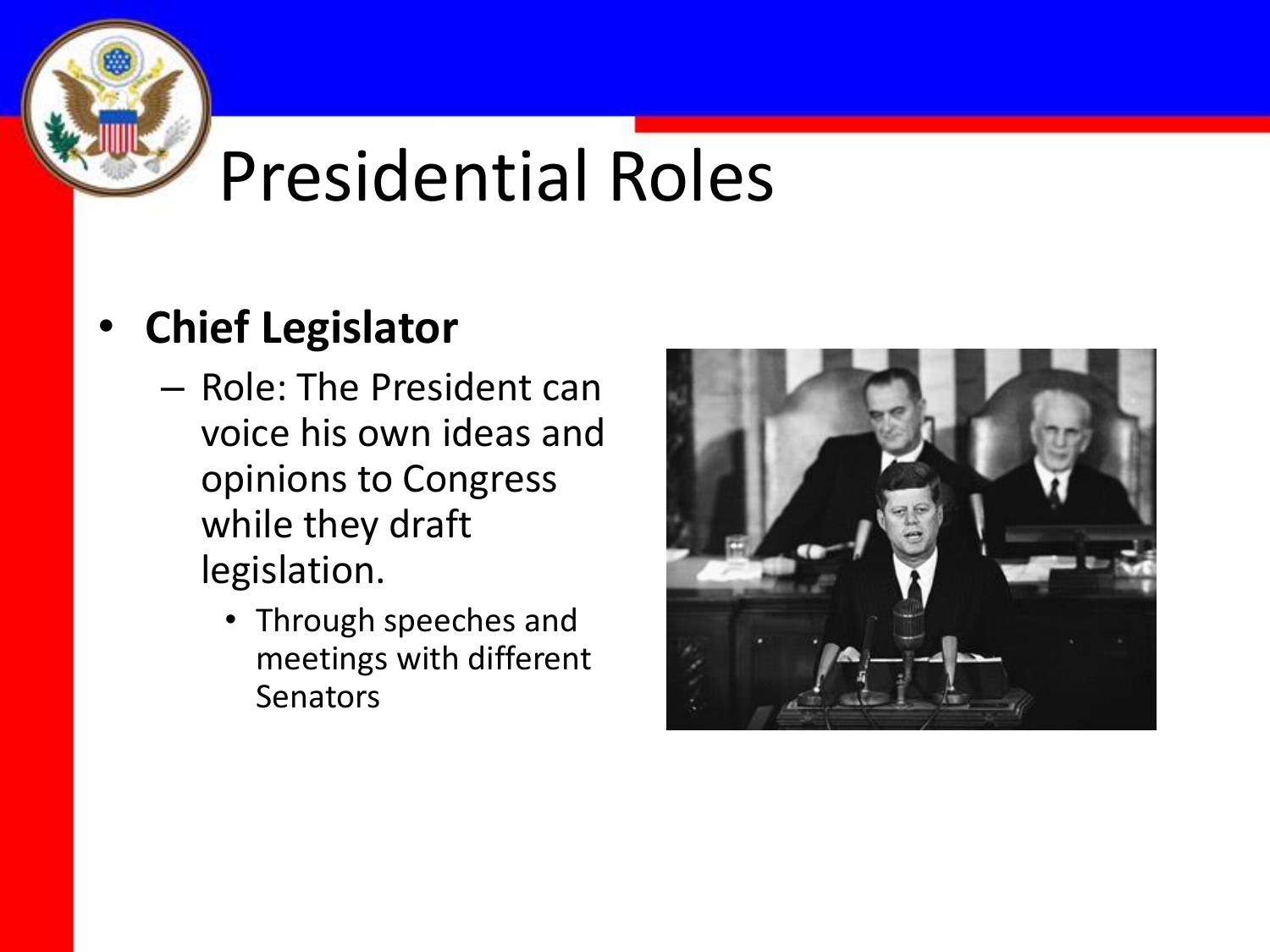# Presidential Roles

- **Chief Legislator**
  - Role: The President can voice his own ideas and opinions to Congress while they draft legislation.
    - Through speeches and meetings with different Senators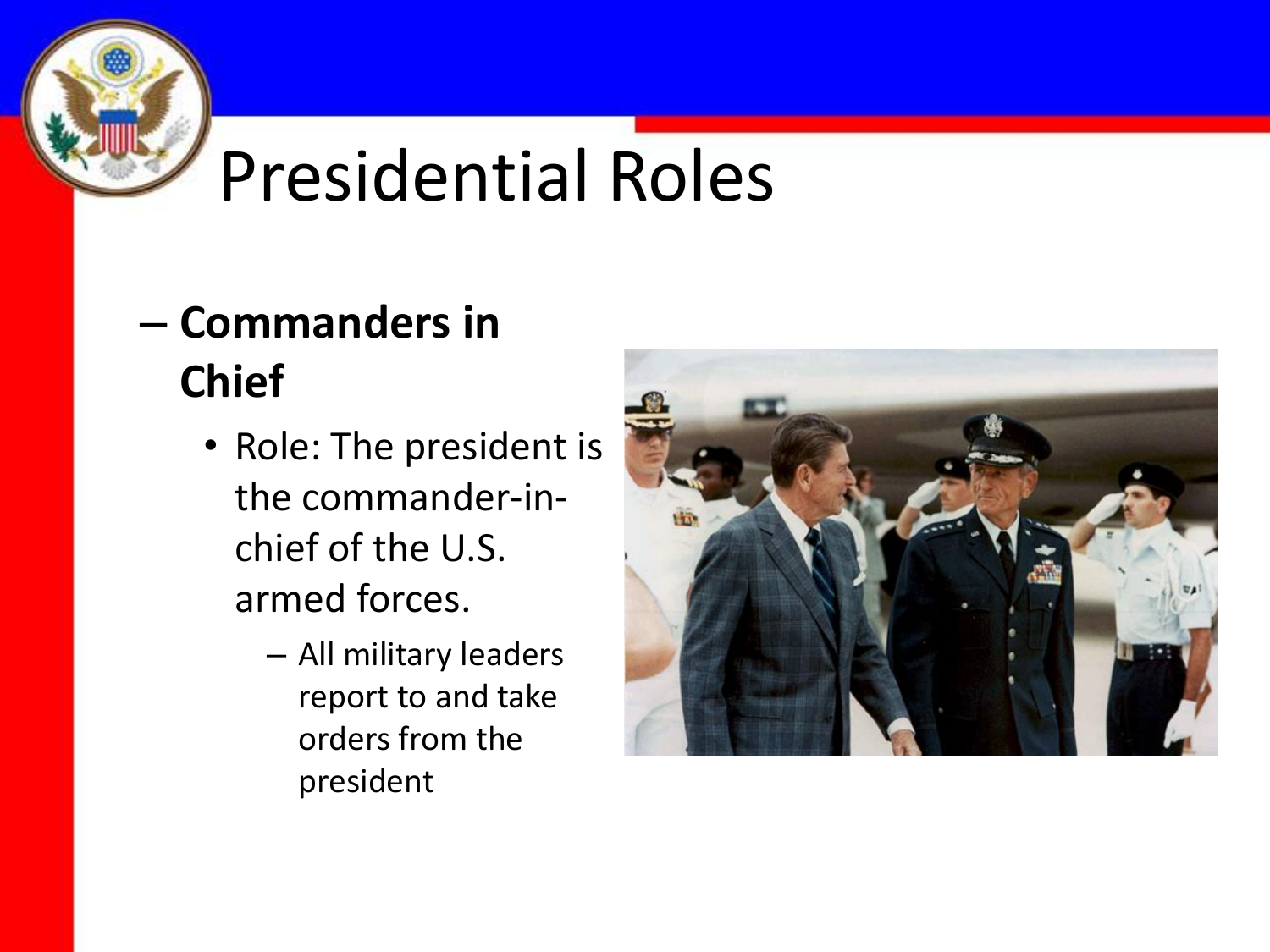# Presidential Roles

- **Commanders in Chief**
  - Role: The president is the commander-in-chief of the U.S. armed forces.
    - All military leaders report to and take orders from the president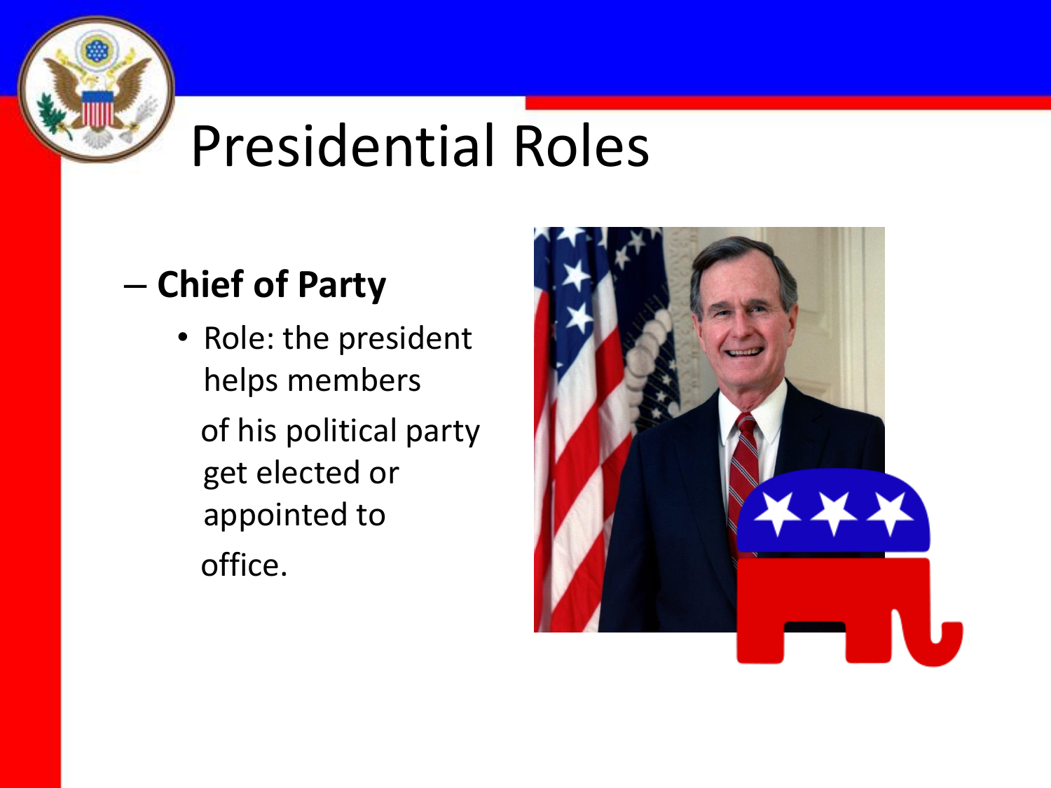# Presidential Roles

- **Chief of Party**
  - Role: the president helps members of his political party get elected or appointed to office.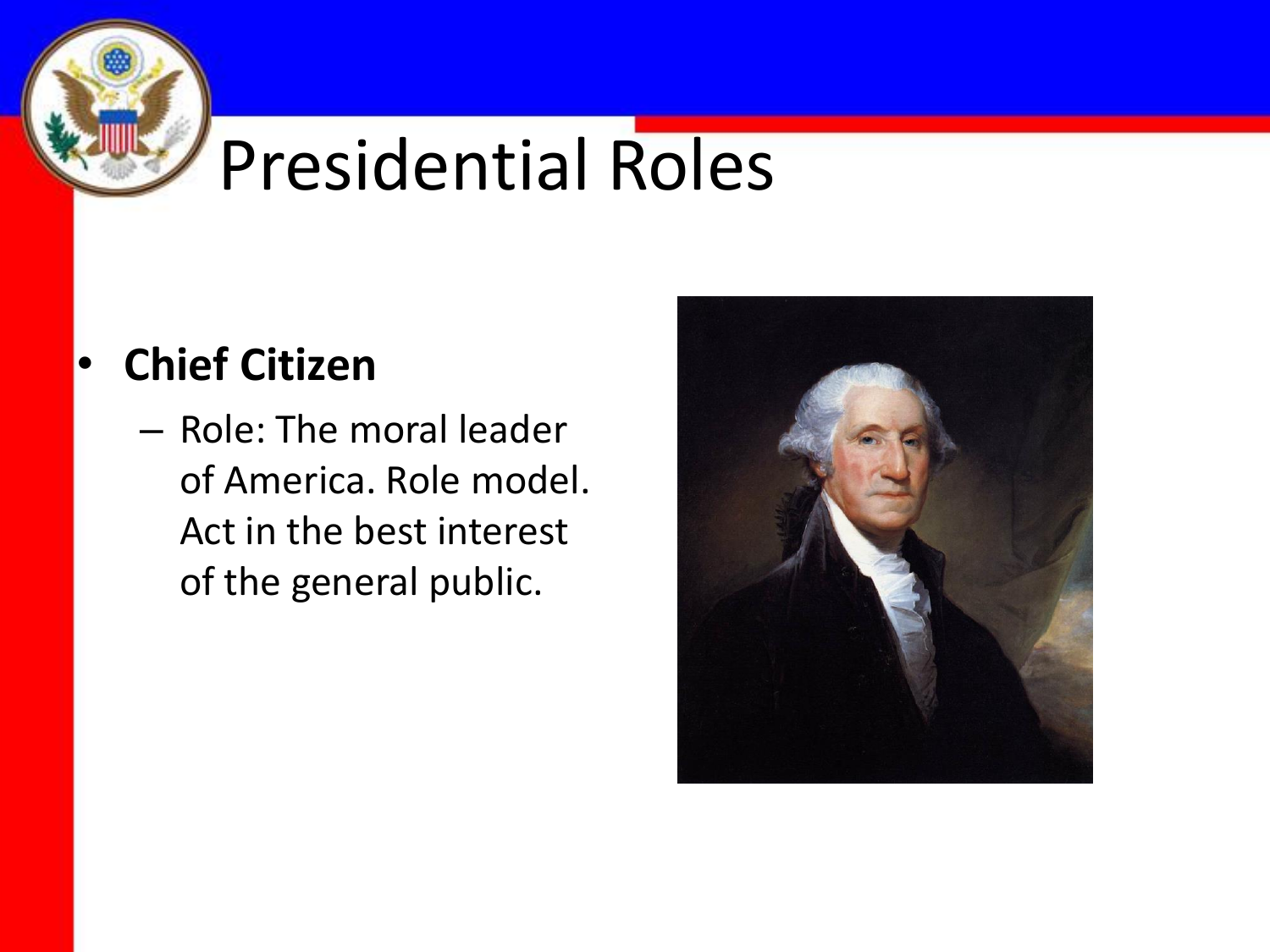# Presidential Roles

- **Chief Citizen**
  - Role: The moral leader of America. Role model. Act in the best interest of the general public.